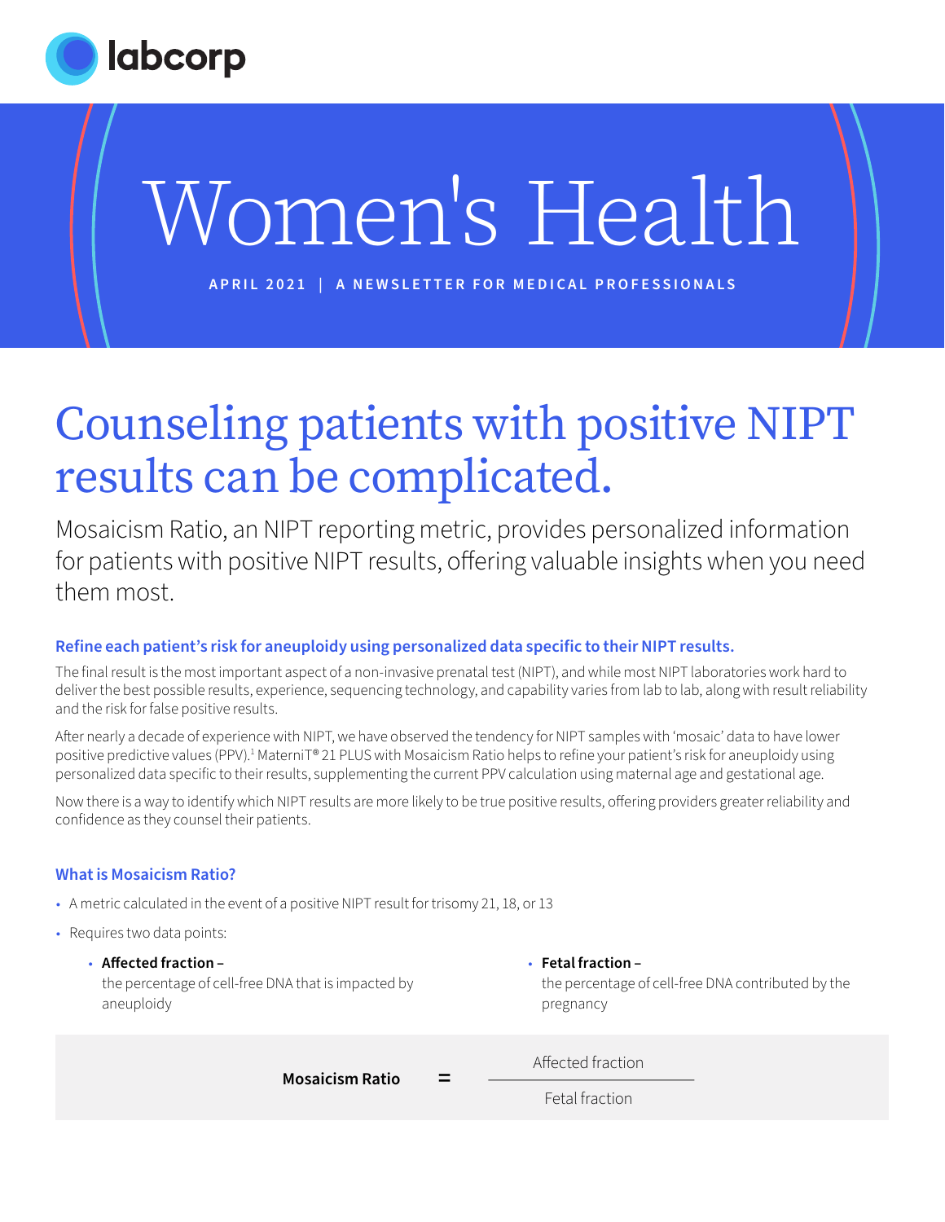labcorp

# Women's Health

APRIL 2021 | A NEWSLETTER FOR MEDICAL PROFESSIONALS

# Counseling patients with positive NIPT results can be complicated.

Mosaicism Ratio, an NIPT reporting metric, provides personalized information for patients with positive NIPT results, offering valuable insights when you need them most.

### Refine each patient's risk for aneuploidy using personalized data specific to their NIPT results.

The final result is the most important aspect of a non-invasive prenatal test (NIPT), and while most NIPT laboratories work hard to deliver the best possible results, experience, sequencing technology, and capability varies from lab to lab, along with result reliability and the risk for false positive results.

After nearly a decade of experience with NIPT, we have observed the tendency for NIPT samples with 'mosaic' data to have lower positive predictive values (PPV).[1] MaterniT® 21 PLUS with Mosaicism Ratio helps to refine your patient's risk for aneuploidy using personalized data specific to their results, supplementing the current PPV calculation using maternal age and gestational age.

Now there is a way to identify which NIPT results are more likely to be true positive results, offering providers greater reliability and confidence as they counsel their patients.

### What is Mosaicism Ratio?

- A metric calculated in the event of a positive NIPT result for trisomy 21, 18, or 13
- Requires two data points:
  - **Affected fraction –** the percentage of cell-free DNA that is impacted by aneuploidy
  - **Fetal fraction –** the percentage of cell-free DNA contributed by the pregnancy

$$\textbf{Mosaicism Ratio} = \frac{\text{Affected fraction}}{\text{Fetal fraction}}$$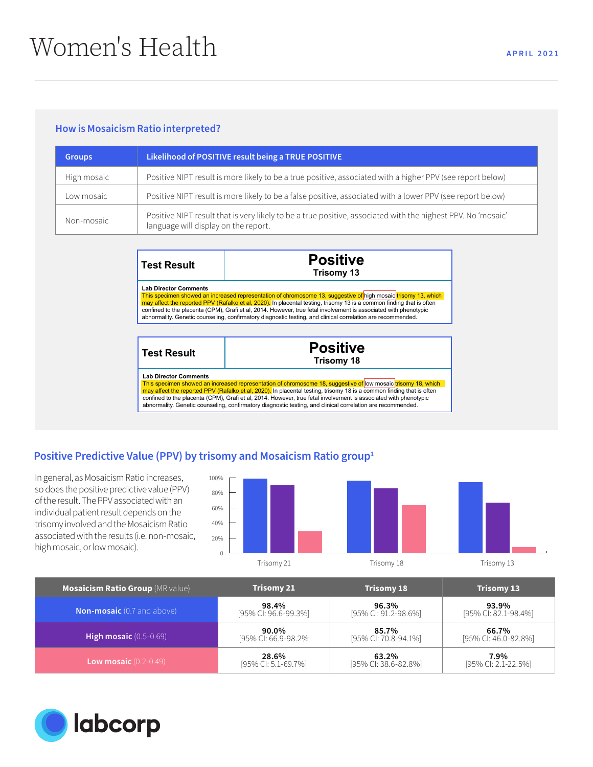# Women's Health

APRIL 2021

## How is Mosaicism Ratio interpreted?

| Groups | Likelihood of POSITIVE result being a TRUE POSITIVE |
|---|---|
| High mosaic | Positive NIPT result is more likely to be a true positive, associated with a higher PPV (see report below) |
| Low mosaic | Positive NIPT result is more likely to be a false positive, associated with a lower PPV (see report below) |
| Non-mosaic | Positive NIPT result that is very likely to be a true positive, associated with the highest PPV. No 'mosaic' language will display on the report. |

| Test Result | **Positive** Trisomy 13 |
|---|---|

**Lab Director Comments**
This specimen showed an increased representation of chromosome 13, suggestive of high mosaic trisomy 13, which may affect the reported PPV (Rafalko et al, 2020). In placental testing, trisomy 13 is a common finding that is often confined to the placenta (CPM), Grafi et al, 2014. However, true fetal involvement is associated with phenotypic abnormality. Genetic counseling, confirmatory diagnostic testing, and clinical correlation are recommended.

| Test Result | **Positive** Trisomy 18 |
|---|---|

**Lab Director Comments**
This specimen showed an increased representation of chromosome 18, suggestive of low mosaic trisomy 18, which may affect the reported PPV (Rafalko et al, 2020). In placental testing, trisomy 18 is a common finding that is often confined to the placenta (CPM), Grafi et al, 2014. However, true fetal involvement is associated with phenotypic abnormality. Genetic counseling, confirmatory diagnostic testing, and clinical correlation are recommended.

## Positive Predictive Value (PPV) by trisomy and Mosaicism Ratio group[1]

In general, as Mosaicism Ratio increases, so does the positive predictive value (PPV) of the result. The PPV associated with an individual patient result depends on the trisomy involved and the Mosaicism Ratio associated with the results (i.e. non-mosaic, high mosaic, or low mosaic).

| Mosaicism Ratio Group (MR value) | Trisomy 21 | Trisomy 18 | Trisomy 13 |
|---|---|---|---|
| **Non-mosaic** (0.7 and above) | **98.4%** [95% CI: 96.6-99.3%] | **96.3%** [95% CI: 91.2-98.6%] | **93.9%** [95% CI: 82.1-98.4%] |
| **High mosaic** (0.5-0.69) | **90.0%** [95% CI: 66.9-98.2%] | **85.7%** [95% CI: 70.8-94.1%] | **66.7%** [95% CI: 46.0-82.8%] |
| **Low mosaic** (0.2-0.49) | **28.6%** [95% CI: 5.1-69.7%] | **63.2%** [95% CI: 38.6-82.8%] | **7.9%** [95% CI: 2.1-22.5%] |

labcorp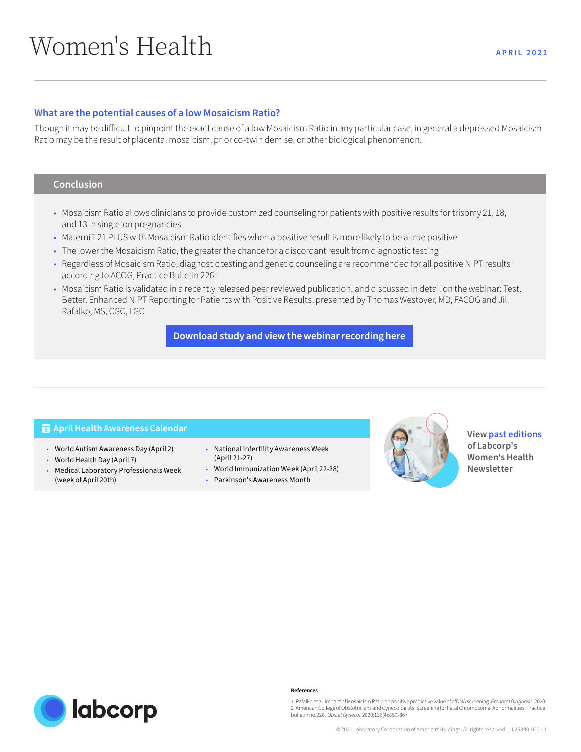# Women's Health

**APRIL 2021**

### What are the potential causes of a low Mosaicism Ratio?

Though it may be difficult to pinpoint the exact cause of a low Mosaicism Ratio in any particular case, in general a depressed Mosaicism Ratio may be the result of placental mosaicism, prior co-twin demise, or other biological phenomenon.

### Conclusion

- Mosaicism Ratio allows clinicians to provide customized counseling for patients with positive results for trisomy 21, 18, and 13 in singleton pregnancies
- MaterniT 21 PLUS with Mosaicism Ratio identifies when a positive result is more likely to be a true positive
- The lower the Mosaicism Ratio, the greater the chance for a discordant result from diagnostic testing
- Regardless of Mosaicism Ratio, diagnostic testing and genetic counseling are recommended for all positive NIPT results according to ACOG, Practice Bulletin 226[2]
- Mosaicism Ratio is validated in a recently released peer reviewed publication, and discussed in detail on the webinar: Test. Better. Enhanced NIPT Reporting for Patients with Positive Results, presented by Thomas Westover, MD, FACOG and Jill Rafalko, MS, CGC, LGC

**Download study and view the webinar recording here**

### April Health Awareness Calendar

- World Autism Awareness Day (April 2)
- World Health Day (April 7)
- Medical Laboratory Professionals Week (week of April 20th)
- National Infertility Awareness Week (April 21-27)
- World Immunization Week (April 22-28)
- Parkinson's Awareness Month

**View past editions of Labcorp's Women's Health Newsletter**

labcorp

**References**

1. Rafalko et al. Impact of Mosaicism Ratio on positive predictive value of cfDNA screening. *Prenatal Diagnosis*, 2020.
2. American College of Obstetricians and Gynecologists. Screening for Fetal Chromosomal Abnormalities. Practice bulletin no.226. *Obstet Gynecol*. 2020;136(4):859-867

© 2021 Laboratory Corporation of America® Holdings. All rights reserved. | L25390-0221-1